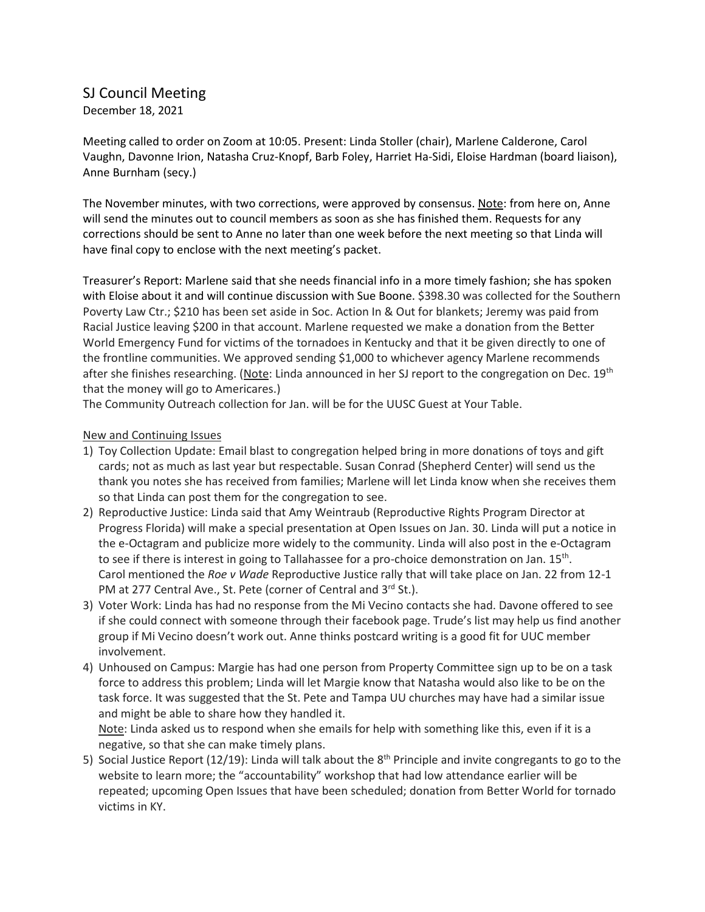# SJ Council Meeting

December 18, 2021

Meeting called to order on Zoom at 10:05. Present: Linda Stoller (chair), Marlene Calderone, Carol Vaughn, Davonne Irion, Natasha Cruz-Knopf, Barb Foley, Harriet Ha-Sidi, Eloise Hardman (board liaison), Anne Burnham (secy.)

The November minutes, with two corrections, were approved by consensus. <u>Note</u>: from here on, Anne will send the minutes out to council members as soon as she has finished them. Requests for any corrections should be sent to Anne no later than one week before the next meeting so that Linda will have final copy to enclose with the next meeting's packet.

Treasurer's Report: Marlene said that she needs financial info in a more timely fashion; she has spoken with Eloise about it and will continue discussion with Sue Boone. $398.30 was collected for the Southern Poverty Law Ctr.; $210 has been set aside in Soc. Action In & Out for blankets; Jeremy was paid from Racial Justice leaving $200 in that account. Marlene requested we make a donation from the Better World Emergency Fund for victims of the tornadoes in Kentucky and that it be given directly to one of the frontline communities. We approved sending $1,000 to whichever agency Marlene recommends after she finishes researching. (<u>Note</u>: Linda announced in her SJ report to the congregation on Dec. 19th that the money will go to Americares.)

The Community Outreach collection for Jan. will be for the UUSC Guest at Your Table.

<u>New and Continuing Issues</u>

1) Toy Collection Update: Email blast to congregation helped bring in more donations of toys and gift cards; not as much as last year but respectable. Susan Conrad (Shepherd Center) will send us the thank you notes she has received from families; Marlene will let Linda know when she receives them so that Linda can post them for the congregation to see.
2) Reproductive Justice: Linda said that Amy Weintraub (Reproductive Rights Program Director at Progress Florida) will make a special presentation at Open Issues on Jan. 30. Linda will put a notice in the e-Octagram and publicize more widely to the community. Linda will also post in the e-Octagram to see if there is interest in going to Tallahassee for a pro-choice demonstration on Jan. 15th.
   Carol mentioned the *Roe v Wade* Reproductive Justice rally that will take place on Jan. 22 from 12-1 PM at 277 Central Ave., St. Pete (corner of Central and 3rd St.).
3) Voter Work: Linda has had no response from the Mi Vecino contacts she had. Davone offered to see if she could connect with someone through their facebook page. Trude's list may help us find another group if Mi Vecino doesn't work out. Anne thinks postcard writing is a good fit for UUC member involvement.
4) Unhoused on Campus: Margie has had one person from Property Committee sign up to be on a task force to address this problem; Linda will let Margie know that Natasha would also like to be on the task force. It was suggested that the St. Pete and Tampa UU churches may have had a similar issue and might be able to share how they handled it.
   <u>Note</u>: Linda asked us to respond when she emails for help with something like this, even if it is a negative, so that she can make timely plans.
5) Social Justice Report (12/19): Linda will talk about the 8th Principle and invite congregants to go to the website to learn more; the "accountability" workshop that had low attendance earlier will be repeated; upcoming Open Issues that have been scheduled; donation from Better World for tornado victims in KY.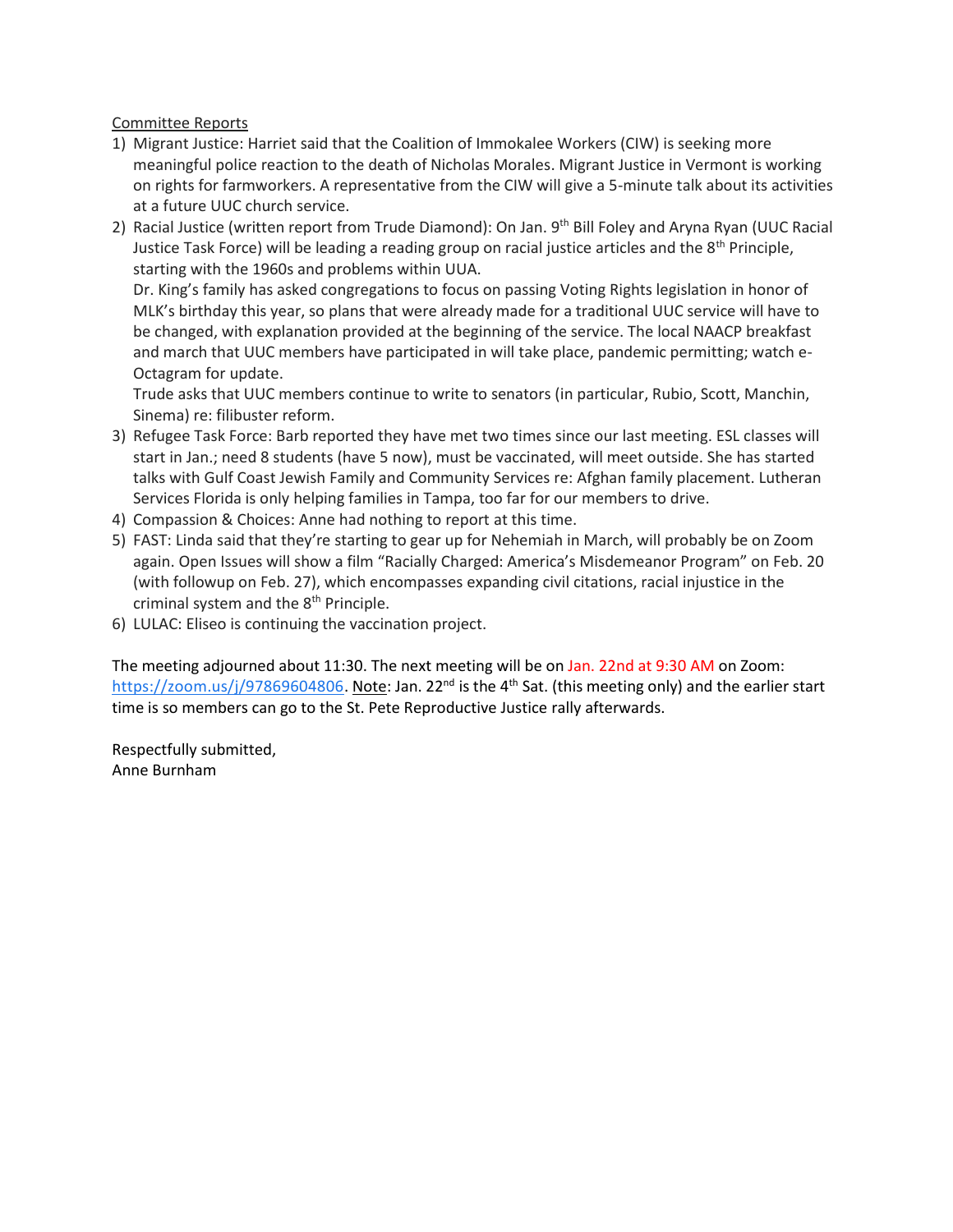Committee Reports

1) Migrant Justice: Harriet said that the Coalition of Immokalee Workers (CIW) is seeking more meaningful police reaction to the death of Nicholas Morales. Migrant Justice in Vermont is working on rights for farmworkers. A representative from the CIW will give a 5-minute talk about its activities at a future UUC church service.
2) Racial Justice (written report from Trude Diamond): On Jan. 9th Bill Foley and Aryna Ryan (UUC Racial Justice Task Force) will be leading a reading group on racial justice articles and the 8th Principle, starting with the 1960s and problems within UUA.
   Dr. King's family has asked congregations to focus on passing Voting Rights legislation in honor of MLK's birthday this year, so plans that were already made for a traditional UUC service will have to be changed, with explanation provided at the beginning of the service. The local NAACP breakfast and march that UUC members have participated in will take place, pandemic permitting; watch e-Octagram for update.
   Trude asks that UUC members continue to write to senators (in particular, Rubio, Scott, Manchin, Sinema) re: filibuster reform.
3) Refugee Task Force: Barb reported they have met two times since our last meeting. ESL classes will start in Jan.; need 8 students (have 5 now), must be vaccinated, will meet outside. She has started talks with Gulf Coast Jewish Family and Community Services re: Afghan family placement. Lutheran Services Florida is only helping families in Tampa, too far for our members to drive.
4) Compassion & Choices: Anne had nothing to report at this time.
5) FAST: Linda said that they're starting to gear up for Nehemiah in March, will probably be on Zoom again. Open Issues will show a film "Racially Charged: America's Misdemeanor Program" on Feb. 20 (with followup on Feb. 27), which encompasses expanding civil citations, racial injustice in the criminal system and the 8th Principle.
6) LULAC: Eliseo is continuing the vaccination project.

The meeting adjourned about 11:30. The next meeting will be on Jan. 22nd at 9:30 AM on Zoom: https://zoom.us/j/97869604806. Note: Jan. 22nd is the 4th Sat. (this meeting only) and the earlier start time is so members can go to the St. Pete Reproductive Justice rally afterwards.

Respectfully submitted,
Anne Burnham